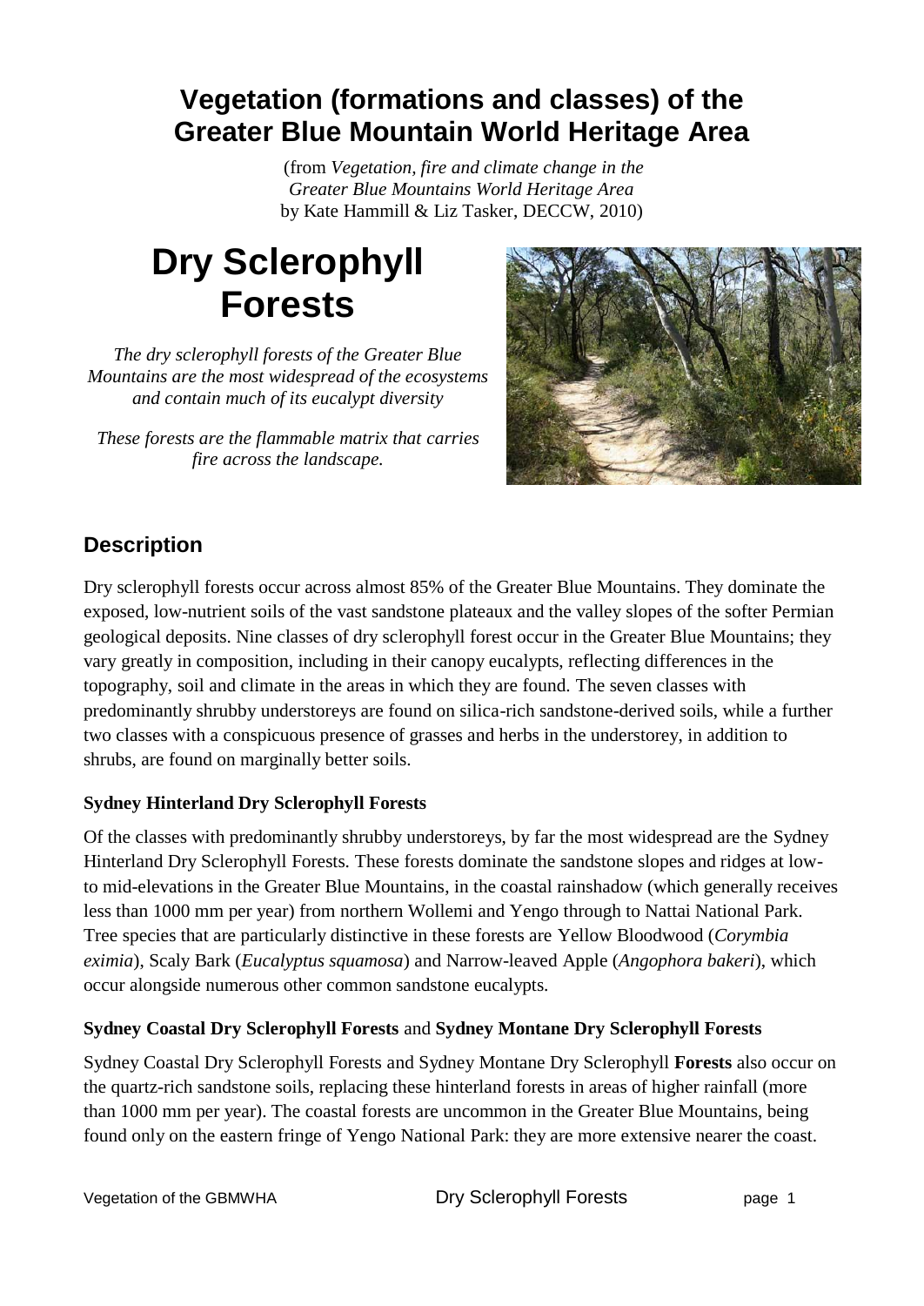# Vegetation (formations and classes) of the Greater Blue Mountain World Heritage Area

(from *Vegetation, fire and climate change in the Greater Blue Mountains World Heritage Area* by Kate Hammill & Liz Tasker, DECCW, 2010)

# Dry Sclerophyll Forests

*The dry sclerophyll forests of the Greater Blue Mountains are the most widespread of the ecosystems and contain much of its eucalypt diversity*

*These forests are the flammable matrix that carries fire across the landscape.*

## Description

Dry sclerophyll forests occur across almost 85% of the Greater Blue Mountains. They dominate the exposed, low-nutrient soils of the vast sandstone plateaux and the valley slopes of the softer Permian geological deposits. Nine classes of dry sclerophyll forest occur in the Greater Blue Mountains; they vary greatly in composition, including in their canopy eucalypts, reflecting differences in the topography, soil and climate in the areas in which they are found. The seven classes with predominantly shrubby understoreys are found on silica-rich sandstone-derived soils, while a further two classes with a conspicuous presence of grasses and herbs in the understorey, in addition to shrubs, are found on marginally better soils.

### Sydney Hinterland Dry Sclerophyll Forests

Of the classes with predominantly shrubby understoreys, by far the most widespread are the Sydney Hinterland Dry Sclerophyll Forests. These forests dominate the sandstone slopes and ridges at low- to mid-elevations in the Greater Blue Mountains, in the coastal rainshadow (which generally receives less than 1000 mm per year) from northern Wollemi and Yengo through to Nattai National Park. Tree species that are particularly distinctive in these forests are Yellow Bloodwood (*Corymbia eximia*), Scaly Bark (*Eucalyptus squamosa*) and Narrow-leaved Apple (*Angophora bakeri*), which occur alongside numerous other common sandstone eucalypts.

### Sydney Coastal Dry Sclerophyll Forests and Sydney Montane Dry Sclerophyll Forests

Sydney Coastal Dry Sclerophyll Forests and Sydney Montane Dry Sclerophyll **Forests** also occur on the quartz-rich sandstone soils, replacing these hinterland forests in areas of higher rainfall (more than 1000 mm per year). The coastal forests are uncommon in the Greater Blue Mountains, being found only on the eastern fringe of Yengo National Park: they are more extensive nearer the coast.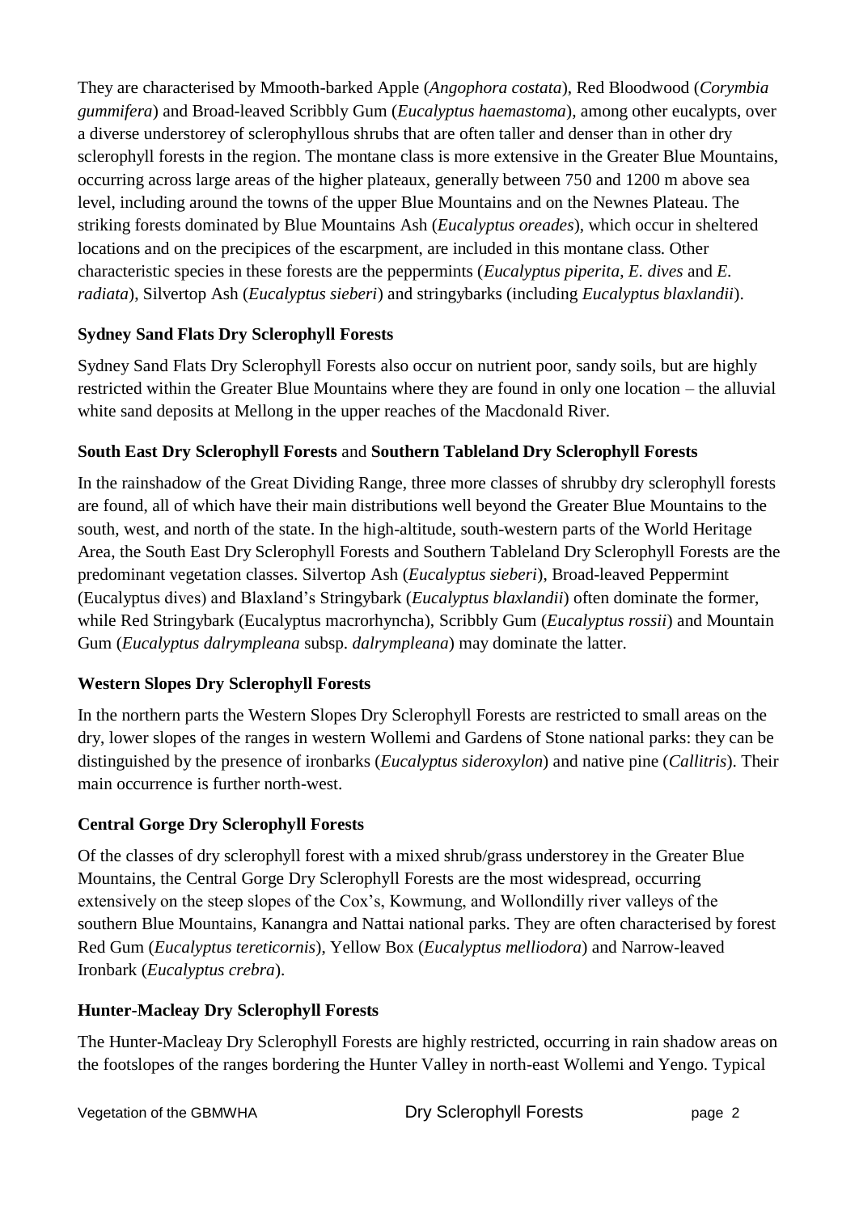They are characterised by Mmooth-barked Apple (*Angophora costata*), Red Bloodwood (*Corymbia gummifera*) and Broad-leaved Scribbly Gum (*Eucalyptus haemastoma*), among other eucalypts, over a diverse understorey of sclerophyllous shrubs that are often taller and denser than in other dry sclerophyll forests in the region. The montane class is more extensive in the Greater Blue Mountains, occurring across large areas of the higher plateaux, generally between 750 and 1200 m above sea level, including around the towns of the upper Blue Mountains and on the Newnes Plateau. The striking forests dominated by Blue Mountains Ash (*Eucalyptus oreades*), which occur in sheltered locations and on the precipices of the escarpment, are included in this montane class. Other characteristic species in these forests are the peppermints (*Eucalyptus piperita*, *E. dives* and *E. radiata*), Silvertop Ash (*Eucalyptus sieberi*) and stringybarks (including *Eucalyptus blaxlandii*).

**Sydney Sand Flats Dry Sclerophyll Forests**

Sydney Sand Flats Dry Sclerophyll Forests also occur on nutrient poor, sandy soils, but are highly restricted within the Greater Blue Mountains where they are found in only one location – the alluvial white sand deposits at Mellong in the upper reaches of the Macdonald River.

**South East Dry Sclerophyll Forests** and **Southern Tableland Dry Sclerophyll Forests**

In the rainshadow of the Great Dividing Range, three more classes of shrubby dry sclerophyll forests are found, all of which have their main distributions well beyond the Greater Blue Mountains to the south, west, and north of the state. In the high-altitude, south-western parts of the World Heritage Area, the South East Dry Sclerophyll Forests and Southern Tableland Dry Sclerophyll Forests are the predominant vegetation classes. Silvertop Ash (*Eucalyptus sieberi*), Broad-leaved Peppermint (Eucalyptus dives) and Blaxland's Stringybark (*Eucalyptus blaxlandii*) often dominate the former, while Red Stringybark (Eucalyptus macrorhyncha), Scribbly Gum (*Eucalyptus rossii*) and Mountain Gum (*Eucalyptus dalrympleana* subsp. *dalrympleana*) may dominate the latter.

**Western Slopes Dry Sclerophyll Forests**

In the northern parts the Western Slopes Dry Sclerophyll Forests are restricted to small areas on the dry, lower slopes of the ranges in western Wollemi and Gardens of Stone national parks: they can be distinguished by the presence of ironbarks (*Eucalyptus sideroxylon*) and native pine (*Callitris*). Their main occurrence is further north-west.

**Central Gorge Dry Sclerophyll Forests**

Of the classes of dry sclerophyll forest with a mixed shrub/grass understorey in the Greater Blue Mountains, the Central Gorge Dry Sclerophyll Forests are the most widespread, occurring extensively on the steep slopes of the Cox's, Kowmung, and Wollondilly river valleys of the southern Blue Mountains, Kanangra and Nattai national parks. They are often characterised by forest Red Gum (*Eucalyptus tereticornis*), Yellow Box (*Eucalyptus melliodora*) and Narrow-leaved Ironbark (*Eucalyptus crebra*).

**Hunter-Macleay Dry Sclerophyll Forests**

The Hunter-Macleay Dry Sclerophyll Forests are highly restricted, occurring in rain shadow areas on the footslopes of the ranges bordering the Hunter Valley in north-east Wollemi and Yengo. Typical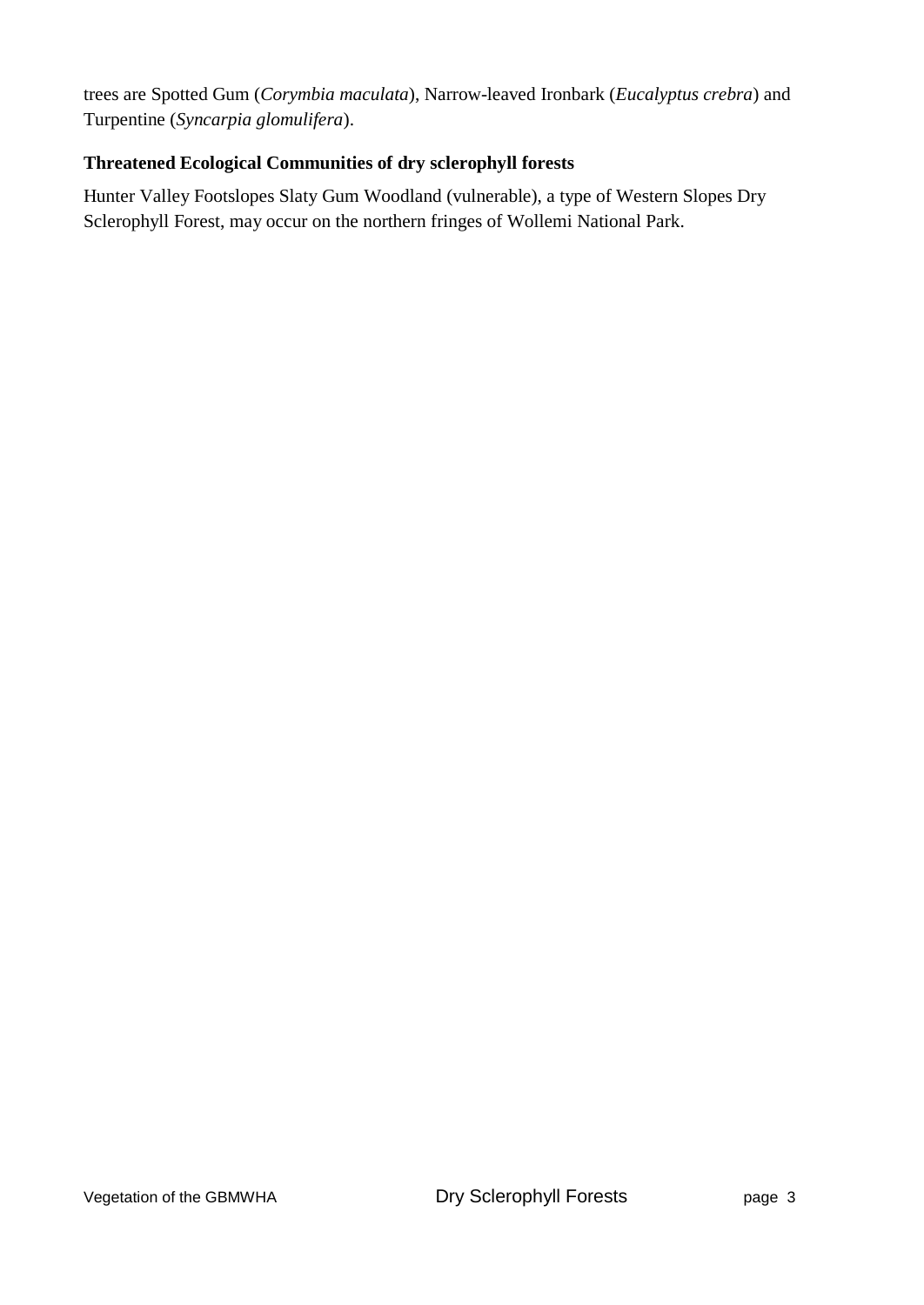trees are Spotted Gum (*Corymbia maculata*), Narrow-leaved Ironbark (*Eucalyptus crebra*) and Turpentine (*Syncarpia glomulifera*).

**Threatened Ecological Communities of dry sclerophyll forests**

Hunter Valley Footslopes Slaty Gum Woodland (vulnerable), a type of Western Slopes Dry Sclerophyll Forest, may occur on the northern fringes of Wollemi National Park.